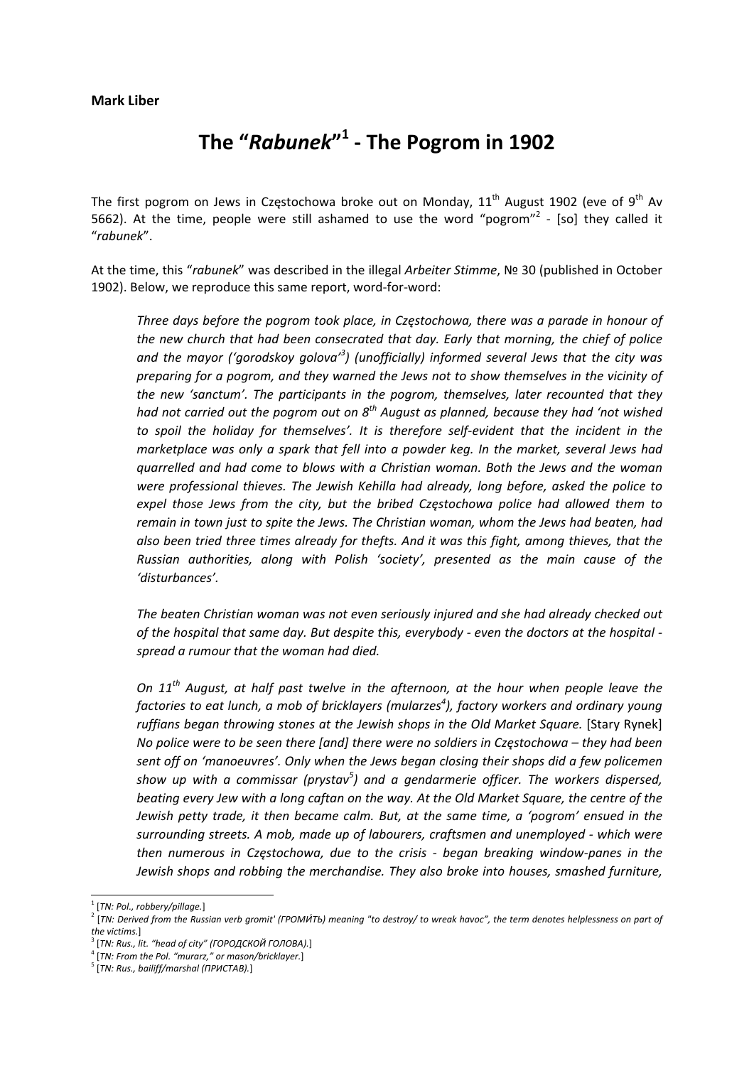**Mark Liber**

# The "*Rabunek*"[1] - The Pogrom in 1902

The first pogrom on Jews in Częstochowa broke out on Monday, 11th August 1902 (eve of 9th Av 5662). At the time, people were still ashamed to use the word "pogrom"[2] - [so] they called it "*rabunek*".

At the time, this "*rabunek*" was described in the illegal *Arbeiter Stimme*, № 30 (published in October 1902). Below, we reproduce this same report, word-for-word:

> *Three days before the pogrom took place, in Częstochowa, there was a parade in honour of the new church that had been consecrated that day. Early that morning, the chief of police and the mayor ('gorodskoy golova'[3]) (unofficially) informed several Jews that the city was preparing for a pogrom, and they warned the Jews not to show themselves in the vicinity of the new 'sanctum'. The participants in the pogrom, themselves, later recounted that they had not carried out the pogrom out on 8th August as planned, because they had 'not wished to spoil the holiday for themselves'. It is therefore self-evident that the incident in the marketplace was only a spark that fell into a powder keg. In the market, several Jews had quarrelled and had come to blows with a Christian woman. Both the Jews and the woman were professional thieves. The Jewish Kehilla had already, long before, asked the police to expel those Jews from the city, but the bribed Częstochowa police had allowed them to remain in town just to spite the Jews. The Christian woman, whom the Jews had beaten, had also been tried three times already for thefts. And it was this fight, among thieves, that the Russian authorities, along with Polish 'society', presented as the main cause of the 'disturbances'.*
>
> *The beaten Christian woman was not even seriously injured and she had already checked out of the hospital that same day. But despite this, everybody - even the doctors at the hospital - spread a rumour that the woman had died.*
>
> *On 11th August, at half past twelve in the afternoon, at the hour when people leave the factories to eat lunch, a mob of bricklayers (mularzes[4]), factory workers and ordinary young ruffians began throwing stones at the Jewish shops in the Old Market Square.* [Stary Rynek] *No police were to be seen there [and] there were no soldiers in Częstochowa – they had been sent off on 'manoeuvres'. Only when the Jews began closing their shops did a few policemen show up with a commissar (prystav[5]) and a gendarmerie officer. The workers dispersed, beating every Jew with a long caftan on the way. At the Old Market Square, the centre of the Jewish petty trade, it then became calm. But, at the same time, a 'pogrom' ensued in the surrounding streets. A mob, made up of labourers, craftsmen and unemployed - which were then numerous in Częstochowa, due to the crisis - began breaking window-panes in the Jewish shops and robbing the merchandise. They also broke into houses, smashed furniture,*

---

[1] [*TN: Pol., robbery/pillage.*]

[2] [*TN: Derived from the Russian verb gromit' (ГРОМИ́ТЬ) meaning "to destroy/ to wreak havoc", the term denotes helplessness on part of the victims.*]

[3] [*TN: Rus., lit. "head of city" (ГОРОДСКОЙ ГОЛОВА).*]

[4] [*TN: From the Pol. "murarz," or mason/bricklayer.*]

[5] [*TN: Rus., bailiff/marshal (ПРИСТАВ).*]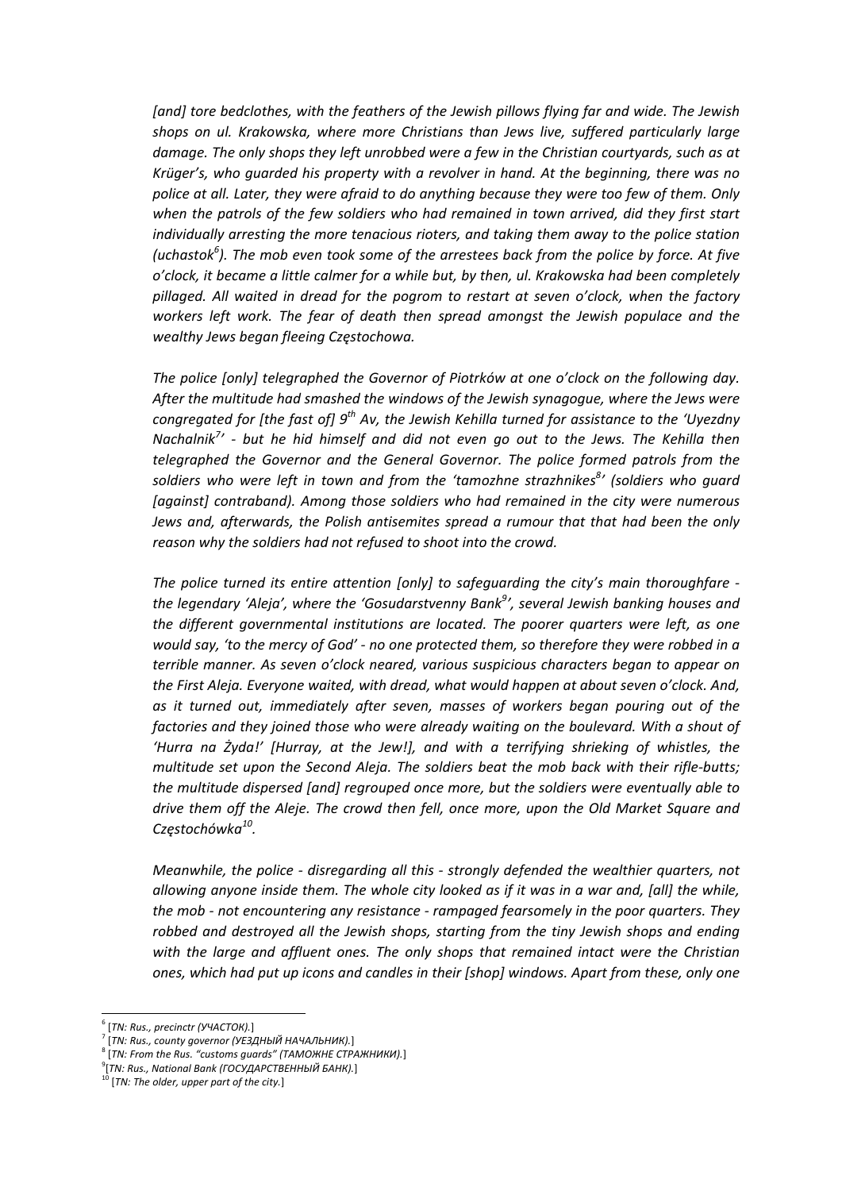*[and] tore bedclothes, with the feathers of the Jewish pillows flying far and wide. The Jewish shops on ul. Krakowska, where more Christians than Jews live, suffered particularly large damage. The only shops they left unrobbed were a few in the Christian courtyards, such as at Krüger's, who guarded his property with a revolver in hand. At the beginning, there was no police at all. Later, they were afraid to do anything because they were too few of them. Only when the patrols of the few soldiers who had remained in town arrived, did they first start individually arresting the more tenacious rioters, and taking them away to the police station (uchastok[6]). The mob even took some of the arrestees back from the police by force. At five o'clock, it became a little calmer for a while but, by then, ul. Krakowska had been completely pillaged. All waited in dread for the pogrom to restart at seven o'clock, when the factory workers left work. The fear of death then spread amongst the Jewish populace and the wealthy Jews began fleeing Częstochowa.*

*The police [only] telegraphed the Governor of Piotrków at one o'clock on the following day. After the multitude had smashed the windows of the Jewish synagogue, where the Jews were congregated for [the fast of] 9th Av, the Jewish Kehilla turned for assistance to the 'Uyezdny Nachalnik[7]' - but he hid himself and did not even go out to the Jews. The Kehilla then telegraphed the Governor and the General Governor. The police formed patrols from the soldiers who were left in town and from the 'tamozhne strazhnikes[8]' (soldiers who guard [against] contraband). Among those soldiers who had remained in the city were numerous Jews and, afterwards, the Polish antisemites spread a rumour that that had been the only reason why the soldiers had not refused to shoot into the crowd.*

*The police turned its entire attention [only] to safeguarding the city's main thoroughfare - the legendary 'Aleja', where the 'Gosudarstvenny Bank[9]', several Jewish banking houses and the different governmental institutions are located. The poorer quarters were left, as one would say, 'to the mercy of God' - no one protected them, so therefore they were robbed in a terrible manner. As seven o'clock neared, various suspicious characters began to appear on the First Aleja. Everyone waited, with dread, what would happen at about seven o'clock. And, as it turned out, immediately after seven, masses of workers began pouring out of the factories and they joined those who were already waiting on the boulevard. With a shout of 'Hurra na Żyda!' [Hurray, at the Jew!], and with a terrifying shrieking of whistles, the multitude set upon the Second Aleja. The soldiers beat the mob back with their rifle-butts; the multitude dispersed [and] regrouped once more, but the soldiers were eventually able to drive them off the Aleje. The crowd then fell, once more, upon the Old Market Square and Częstochówka[10].*

*Meanwhile, the police - disregarding all this - strongly defended the wealthier quarters, not allowing anyone inside them. The whole city looked as if it was in a war and, [all] the while, the mob - not encountering any resistance - rampaged fearsomely in the poor quarters. They robbed and destroyed all the Jewish shops, starting from the tiny Jewish shops and ending with the large and affluent ones. The only shops that remained intact were the Christian ones, which had put up icons and candles in their [shop] windows. Apart from these, only one*

---

[6] [*TN: Rus., precinctr (УЧАСТОК).*]
[7] [*TN: Rus., county governor (УЕЗДНЫЙ НАЧАЛЬНИК).*]
[8] [*TN: From the Rus. "customs guards" (ТАМОЖНЕ СТРАЖНИКИ).*]
[9] [*TN: Rus., National Bank (ГОСУДАРСТВЕННЫЙ БАНК).*]
[10] [*TN: The older, upper part of the city.*]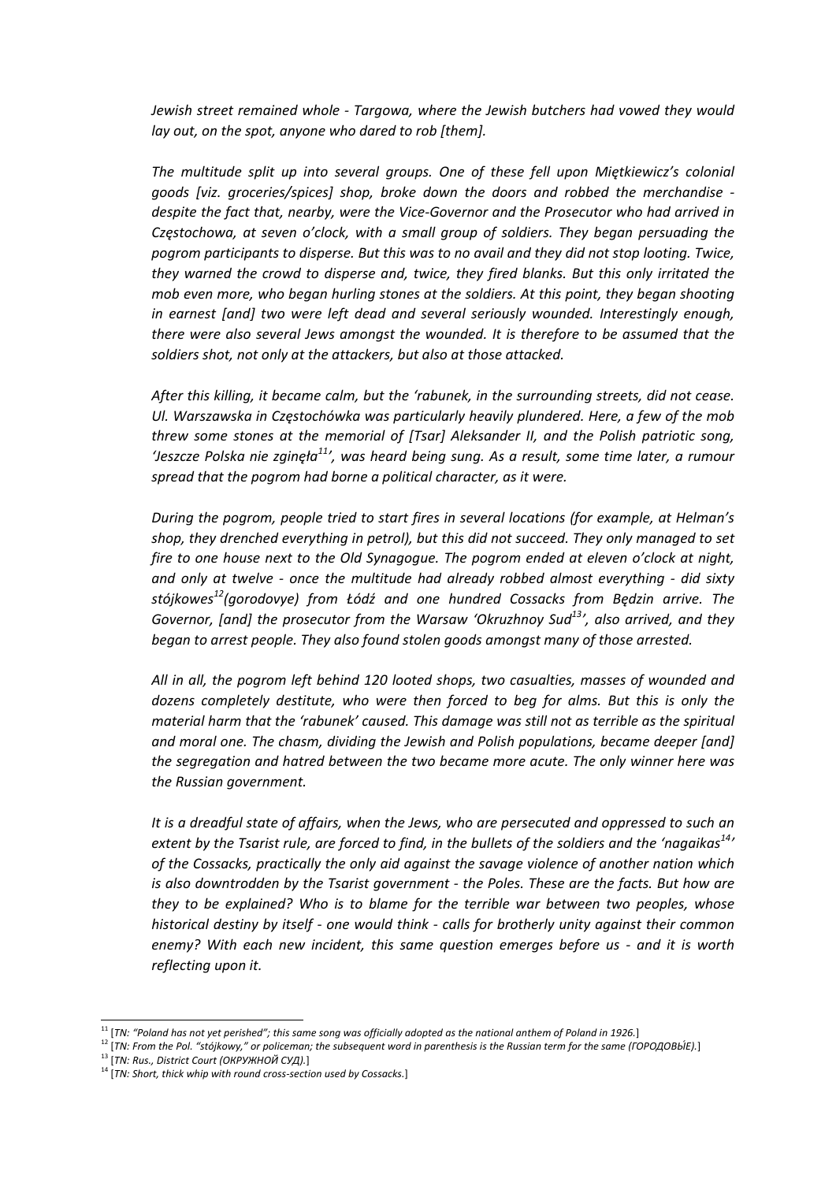*Jewish street remained whole - Targowa, where the Jewish butchers had vowed they would lay out, on the spot, anyone who dared to rob [them].*

*The multitude split up into several groups. One of these fell upon Miętkiewicz's colonial goods [viz. groceries/spices] shop, broke down the doors and robbed the merchandise - despite the fact that, nearby, were the Vice-Governor and the Prosecutor who had arrived in Częstochowa, at seven o'clock, with a small group of soldiers. They began persuading the pogrom participants to disperse. But this was to no avail and they did not stop looting. Twice, they warned the crowd to disperse and, twice, they fired blanks. But this only irritated the mob even more, who began hurling stones at the soldiers. At this point, they began shooting in earnest [and] two were left dead and several seriously wounded. Interestingly enough, there were also several Jews amongst the wounded. It is therefore to be assumed that the soldiers shot, not only at the attackers, but also at those attacked.*

*After this killing, it became calm, but the 'rabunek, in the surrounding streets, did not cease. Ul. Warszawska in Częstochówka was particularly heavily plundered. Here, a few of the mob threw some stones at the memorial of [Tsar] Aleksander II, and the Polish patriotic song, 'Jeszcze Polska nie zginęła[11]', was heard being sung. As a result, some time later, a rumour spread that the pogrom had borne a political character, as it were.*

*During the pogrom, people tried to start fires in several locations (for example, at Helman's shop, they drenched everything in petrol), but this did not succeed. They only managed to set fire to one house next to the Old Synagogue. The pogrom ended at eleven o'clock at night, and only at twelve - once the multitude had already robbed almost everything - did sixty stójkowes[12](gorodovye) from Łódź and one hundred Cossacks from Będzin arrive. The Governor, [and] the prosecutor from the Warsaw 'Okruzhnoy Sud[13]', also arrived, and they began to arrest people. They also found stolen goods amongst many of those arrested.*

*All in all, the pogrom left behind 120 looted shops, two casualties, masses of wounded and dozens completely destitute, who were then forced to beg for alms. But this is only the material harm that the 'rabunek' caused. This damage was still not as terrible as the spiritual and moral one. The chasm, dividing the Jewish and Polish populations, became deeper [and] the segregation and hatred between the two became more acute. The only winner here was the Russian government.*

*It is a dreadful state of affairs, when the Jews, who are persecuted and oppressed to such an extent by the Tsarist rule, are forced to find, in the bullets of the soldiers and the 'nagaikas[14]' of the Cossacks, practically the only aid against the savage violence of another nation which is also downtrodden by the Tsarist government - the Poles. These are the facts. But how are they to be explained? Who is to blame for the terrible war between two peoples, whose historical destiny by itself - one would think - calls for brotherly unity against their common enemy? With each new incident, this same question emerges before us - and it is worth reflecting upon it.*

---

[11] [*TN: "Poland has not yet perished"; this same song was officially adopted as the national anthem of Poland in 1926.*]

[12] [*TN: From the Pol. "stójkowy," or policeman; the subsequent word in parenthesis is the Russian term for the same (ГОРОДОВЫЕ).*]

[13] [*TN: Rus., District Court (ОКРУЖНОЙ СУД).*]

[14] [*TN: Short, thick whip with round cross-section used by Cossacks.*]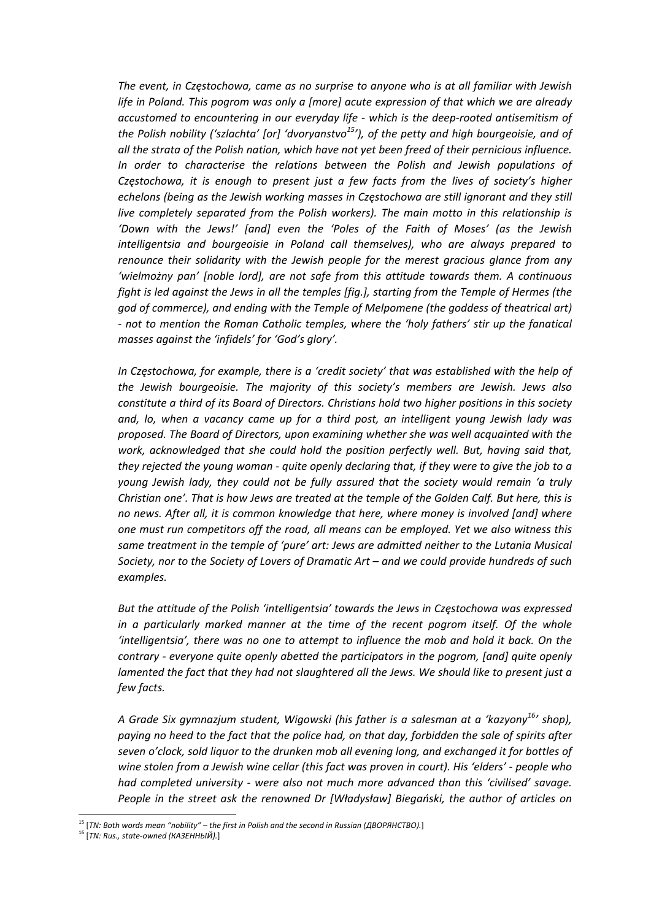*The event, in Częstochowa, came as no surprise to anyone who is at all familiar with Jewish life in Poland. This pogrom was only a [more] acute expression of that which we are already accustomed to encountering in our everyday life - which is the deep-rooted antisemitism of the Polish nobility ('szlachta' [or] 'dvoryanstvo[15]'), of the petty and high bourgeoisie, and of all the strata of the Polish nation, which have not yet been freed of their pernicious influence. In order to characterise the relations between the Polish and Jewish populations of Częstochowa, it is enough to present just a few facts from the lives of society's higher echelons (being as the Jewish working masses in Częstochowa are still ignorant and they still live completely separated from the Polish workers). The main motto in this relationship is 'Down with the Jews!' [and] even the 'Poles of the Faith of Moses' (as the Jewish intelligentsia and bourgeoisie in Poland call themselves), who are always prepared to renounce their solidarity with the Jewish people for the merest gracious glance from any 'wielmożny pan' [noble lord], are not safe from this attitude towards them. A continuous fight is led against the Jews in all the temples [fig.], starting from the Temple of Hermes (the god of commerce), and ending with the Temple of Melpomene (the goddess of theatrical art) - not to mention the Roman Catholic temples, where the 'holy fathers' stir up the fanatical masses against the 'infidels' for 'God's glory'.*

*In Częstochowa, for example, there is a 'credit society' that was established with the help of the Jewish bourgeoisie. The majority of this society's members are Jewish. Jews also constitute a third of its Board of Directors. Christians hold two higher positions in this society and, lo, when a vacancy came up for a third post, an intelligent young Jewish lady was proposed. The Board of Directors, upon examining whether she was well acquainted with the work, acknowledged that she could hold the position perfectly well. But, having said that, they rejected the young woman - quite openly declaring that, if they were to give the job to a young Jewish lady, they could not be fully assured that the society would remain 'a truly Christian one'. That is how Jews are treated at the temple of the Golden Calf. But here, this is no news. After all, it is common knowledge that here, where money is involved [and] where one must run competitors off the road, all means can be employed. Yet we also witness this same treatment in the temple of 'pure' art: Jews are admitted neither to the Lutania Musical Society, nor to the Society of Lovers of Dramatic Art – and we could provide hundreds of such examples.*

*But the attitude of the Polish 'intelligentsia' towards the Jews in Częstochowa was expressed in a particularly marked manner at the time of the recent pogrom itself. Of the whole 'intelligentsia', there was no one to attempt to influence the mob and hold it back. On the contrary - everyone quite openly abetted the participators in the pogrom, [and] quite openly lamented the fact that they had not slaughtered all the Jews. We should like to present just a few facts.*

*A Grade Six gymnazjum student, Wigowski (his father is a salesman at a 'kazyony[16]' shop), paying no heed to the fact that the police had, on that day, forbidden the sale of spirits after seven o'clock, sold liquor to the drunken mob all evening long, and exchanged it for bottles of wine stolen from a Jewish wine cellar (this fact was proven in court). His 'elders' - people who had completed university - were also not much more advanced than this 'civilised' savage. People in the street ask the renowned Dr [Władysław] Biegański, the author of articles on*

[15] [*TN: Both words mean "nobility" – the first in Polish and the second in Russian (ДВОРЯНСТВО).*]

[16] [*TN: Rus., state-owned (КАЗЕННЫЙ).*]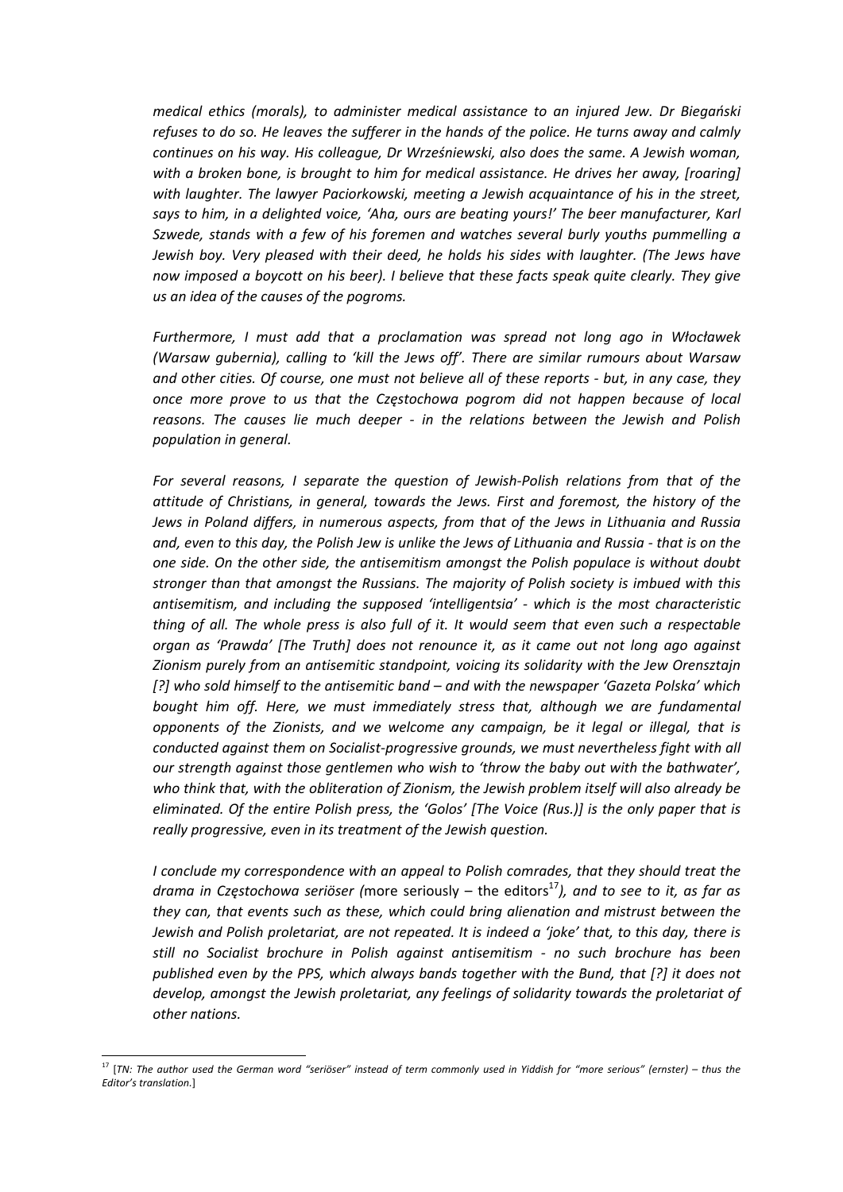*medical ethics (morals), to administer medical assistance to an injured Jew. Dr Biegański refuses to do so. He leaves the sufferer in the hands of the police. He turns away and calmly continues on his way. His colleague, Dr Wrześniewski, also does the same. A Jewish woman, with a broken bone, is brought to him for medical assistance. He drives her away, [roaring] with laughter. The lawyer Paciorkowski, meeting a Jewish acquaintance of his in the street, says to him, in a delighted voice, 'Aha, ours are beating yours!' The beer manufacturer, Karl Szwede, stands with a few of his foremen and watches several burly youths pummelling a Jewish boy. Very pleased with their deed, he holds his sides with laughter. (The Jews have now imposed a boycott on his beer). I believe that these facts speak quite clearly. They give us an idea of the causes of the pogroms.*

*Furthermore, I must add that a proclamation was spread not long ago in Włocławek (Warsaw gubernia), calling to 'kill the Jews off'. There are similar rumours about Warsaw and other cities. Of course, one must not believe all of these reports - but, in any case, they once more prove to us that the Częstochowa pogrom did not happen because of local reasons. The causes lie much deeper - in the relations between the Jewish and Polish population in general.*

*For several reasons, I separate the question of Jewish-Polish relations from that of the attitude of Christians, in general, towards the Jews. First and foremost, the history of the Jews in Poland differs, in numerous aspects, from that of the Jews in Lithuania and Russia and, even to this day, the Polish Jew is unlike the Jews of Lithuania and Russia - that is on the one side. On the other side, the antisemitism amongst the Polish populace is without doubt stronger than that amongst the Russians. The majority of Polish society is imbued with this antisemitism, and including the supposed 'intelligentsia' - which is the most characteristic thing of all. The whole press is also full of it. It would seem that even such a respectable organ as 'Prawda' [The Truth] does not renounce it, as it came out not long ago against Zionism purely from an antisemitic standpoint, voicing its solidarity with the Jew Orensztajn [?] who sold himself to the antisemitic band – and with the newspaper 'Gazeta Polska' which bought him off. Here, we must immediately stress that, although we are fundamental opponents of the Zionists, and we welcome any campaign, be it legal or illegal, that is conducted against them on Socialist-progressive grounds, we must nevertheless fight with all our strength against those gentlemen who wish to 'throw the baby out with the bathwater', who think that, with the obliteration of Zionism, the Jewish problem itself will also already be eliminated. Of the entire Polish press, the 'Golos' [The Voice (Rus.)] is the only paper that is really progressive, even in its treatment of the Jewish question.*

*I conclude my correspondence with an appeal to Polish comrades, that they should treat the drama in Częstochowa seriöser (*more seriously – the editors[17]*), and to see to it, as far as they can, that events such as these, which could bring alienation and mistrust between the Jewish and Polish proletariat, are not repeated. It is indeed a 'joke' that, to this day, there is still no Socialist brochure in Polish against antisemitism - no such brochure has been published even by the PPS, which always bands together with the Bund, that [?] it does not develop, amongst the Jewish proletariat, any feelings of solidarity towards the proletariat of other nations.*

---

[17] [*TN: The author used the German word "seriöser" instead of term commonly used in Yiddish for "more serious" (ernster) – thus the Editor's translation.*]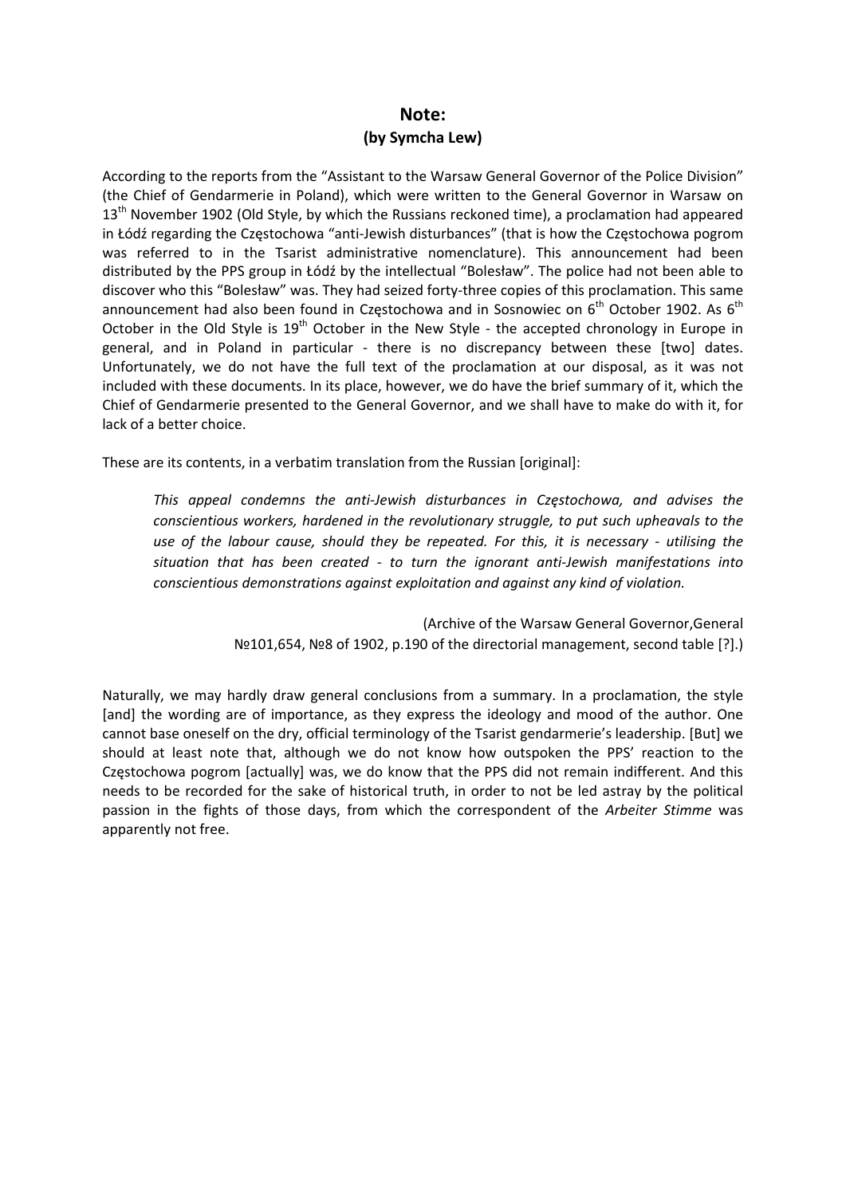## Note:
### (by Symcha Lew)

According to the reports from the "Assistant to the Warsaw General Governor of the Police Division" (the Chief of Gendarmerie in Poland), which were written to the General Governor in Warsaw on 13th November 1902 (Old Style, by which the Russians reckoned time), a proclamation had appeared in Łódź regarding the Częstochowa "anti-Jewish disturbances" (that is how the Częstochowa pogrom was referred to in the Tsarist administrative nomenclature). This announcement had been distributed by the PPS group in Łódź by the intellectual "Bolesław". The police had not been able to discover who this "Bolesław" was. They had seized forty-three copies of this proclamation. This same announcement had also been found in Częstochowa and in Sosnowiec on 6th October 1902. As 6th October in the Old Style is 19th October in the New Style - the accepted chronology in Europe in general, and in Poland in particular - there is no discrepancy between these [two] dates. Unfortunately, we do not have the full text of the proclamation at our disposal, as it was not included with these documents. In its place, however, we do have the brief summary of it, which the Chief of Gendarmerie presented to the General Governor, and we shall have to make do with it, for lack of a better choice.

These are its contents, in a verbatim translation from the Russian [original]:

> *This appeal condemns the anti-Jewish disturbances in Częstochowa, and advises the conscientious workers, hardened in the revolutionary struggle, to put such upheavals to the use of the labour cause, should they be repeated. For this, it is necessary - utilising the situation that has been created - to turn the ignorant anti-Jewish manifestations into conscientious demonstrations against exploitation and against any kind of violation.*
>
> (Archive of the Warsaw General Governor,General №101,654, №8 of 1902, p.190 of the directorial management, second table [?].)

Naturally, we may hardly draw general conclusions from a summary. In a proclamation, the style [and] the wording are of importance, as they express the ideology and mood of the author. One cannot base oneself on the dry, official terminology of the Tsarist gendarmerie's leadership. [But] we should at least note that, although we do not know how outspoken the PPS' reaction to the Częstochowa pogrom [actually] was, we do know that the PPS did not remain indifferent. And this needs to be recorded for the sake of historical truth, in order to not be led astray by the political passion in the fights of those days, from which the correspondent of the *Arbeiter Stimme* was apparently not free.